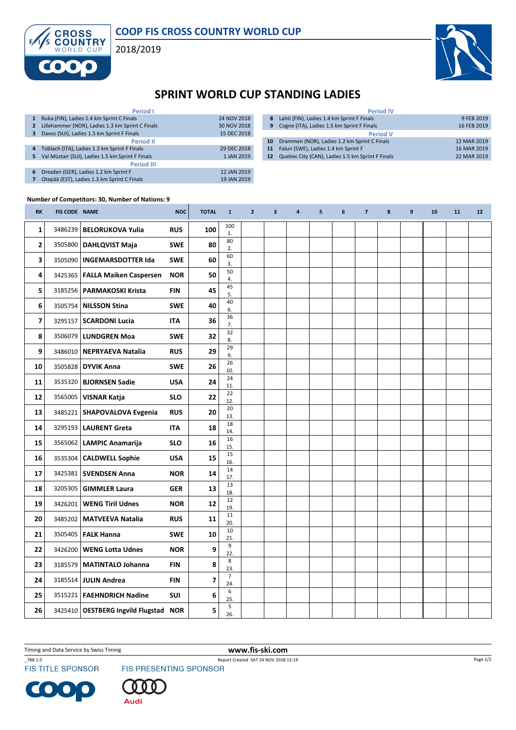COOP FIS CROSS COUNTRY WORLD CUP

2018/2019

# SPRINT WORLD CUP STANDING LADIES

| | Period I | |
|---|---|---|
| 1 | Ruka (FIN), Ladies 1.4 km Sprint C Finals | 24 NOV 2018 |
| 2 | Lillehammer (NOR), Ladies 1.3 km Sprint C Finals | 30 NOV 2018 |
| 3 | Davos (SUI), Ladies 1.5 km Sprint F Finals | 15 DEC 2018 |
| | **Period II** | |
| 4 | Toblach (ITA), Ladies 1.3 km Sprint F Finals | 29 DEC 2018 |
| 5 | Val Müstair (SUI), Ladies 1.5 km Sprint F Finals | 1 JAN 2019 |
| | **Period III** | |
| 6 | Dresden (GER), Ladies 1.2 km Sprint F | 12 JAN 2019 |
| 7 | Otepää (EST), Ladies 1.3 km Sprint C Finals | 19 JAN 2019 |
| | **Period IV** | |
| 8 | Lahti (FIN), Ladies 1.4 km Sprint F Finals | 9 FEB 2019 |
| 9 | Cogne (ITA), Ladies 1.5 km Sprint F Finals | 16 FEB 2019 |
| | **Period V** | |
| 10 | Drammen (NOR), Ladies 1.2 km Sprint C Finals | 12 MAR 2019 |
| 11 | Falun (SWE), Ladies 1.4 km Sprint F | 16 MAR 2019 |
| 12 | Quebec City (CAN), Ladies 1.5 km Sprint F Finals | 22 MAR 2019 |

**Number of Competitors: 30, Number of Nations: 9**

| RK | FIS CODE | NAME | NOC | TOTAL | 1 | 2 | 3 | 4 | 5 | 6 | 7 | 8 | 9 | 10 | 11 | 12 |
|---|---|---|---|---|---|---|---|---|---|---|---|---|---|---|---|---|
| 1 | 3486239 | **BELORUKOVA Yulia** | RUS | 100 | 100 1. | | | | | | | | | | | |
| 2 | 3505800 | **DAHLQVIST Maja** | SWE | 80 | 80 2. | | | | | | | | | | | |
| 3 | 3505090 | **INGEMARSDOTTER Ida** | SWE | 60 | 60 3. | | | | | | | | | | | |
| 4 | 3425365 | **FALLA Maiken Caspersen** | NOR | 50 | 50 4. | | | | | | | | | | | |
| 5 | 3185256 | **PARMAKOSKI Krista** | FIN | 45 | 45 5. | | | | | | | | | | | |
| 6 | 3505754 | **NILSSON Stina** | SWE | 40 | 40 6. | | | | | | | | | | | |
| 7 | 3295157 | **SCARDONI Lucia** | ITA | 36 | 36 7. | | | | | | | | | | | |
| 8 | 3506079 | **LUNDGREN Moa** | SWE | 32 | 32 8. | | | | | | | | | | | |
| 9 | 3486010 | **NEPRYAEVA Natalia** | RUS | 29 | 29 9. | | | | | | | | | | | |
| 10 | 3505828 | **DYVIK Anna** | SWE | 26 | 26 10. | | | | | | | | | | | |
| 11 | 3535320 | **BJORNSEN Sadie** | USA | 24 | 24 11. | | | | | | | | | | | |
| 12 | 3565005 | **VISNAR Katja** | SLO | 22 | 22 12. | | | | | | | | | | | |
| 13 | 3485221 | **SHAPOVALOVA Evgenia** | RUS | 20 | 20 13. | | | | | | | | | | | |
| 14 | 3295193 | **LAURENT Greta** | ITA | 18 | 18 14. | | | | | | | | | | | |
| 15 | 3565062 | **LAMPIC Anamarija** | SLO | 16 | 16 15. | | | | | | | | | | | |
| 16 | 3535304 | **CALDWELL Sophie** | USA | 15 | 15 16. | | | | | | | | | | | |
| 17 | 3425381 | **SVENDSEN Anna** | NOR | 14 | 14 17. | | | | | | | | | | | |
| 18 | 3205305 | **GIMMLER Laura** | GER | 13 | 13 18. | | | | | | | | | | | |
| 19 | 3426201 | **WENG Tiril Udnes** | NOR | 12 | 12 19. | | | | | | | | | | | |
| 20 | 3485202 | **MATVEEVA Natalia** | RUS | 11 | 11 20. | | | | | | | | | | | |
| 21 | 3505405 | **FALK Hanna** | SWE | 10 | 10 21. | | | | | | | | | | | |
| 22 | 3426200 | **WENG Lotta Udnes** | NOR | 9 | 9 22. | | | | | | | | | | | |
| 23 | 3185579 | **MATINTALO Johanna** | FIN | 8 | 8 23. | | | | | | | | | | | |
| 24 | 3185514 | **JULIN Andrea** | FIN | 7 | 7 24. | | | | | | | | | | | |
| 25 | 3515221 | **FAEHNDRICH Nadine** | SUI | 6 | 6 25. | | | | | | | | | | | |
| 26 | 3425410 | **OESTBERG Ingvild Flugstad** | NOR | 5 | 5 26. | | | | | | | | | | | |

Timing and Data Service by Swiss Timing

www.fis-ski.com

_78B 1.0 Report Created SAT 24 NOV 2018 15:19

FIS TITLE SPONSOR FIS PRESENTING SPONSOR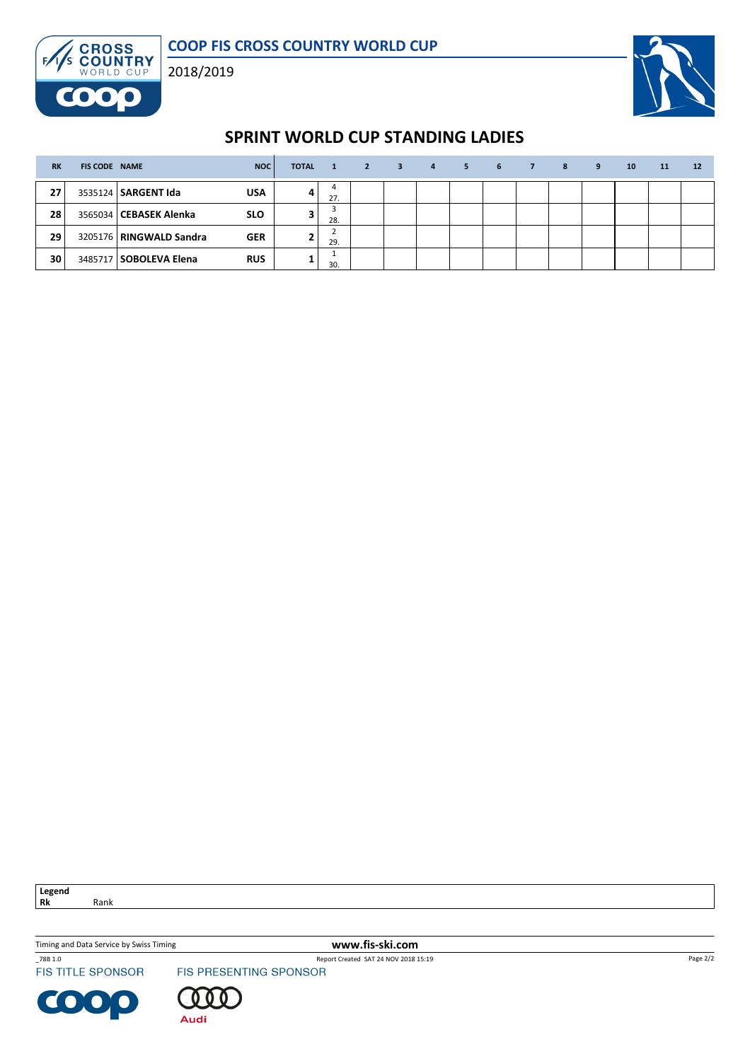COOP FIS CROSS COUNTRY WORLD CUP

2018/2019

## SPRINT WORLD CUP STANDING LADIES

| RK | FIS CODE | NAME | NOC | TOTAL | 1 | 2 | 3 | 4 | 5 | 6 | 7 | 8 | 9 | 10 | 11 | 12 |
|---|---|---|---|---|---|---|---|---|---|---|---|---|---|---|---|---|
| 27 | 3535124 | **SARGENT Ida** | USA | 4 | 4 27. | | | | | | | | | | | |
| 28 | 3565034 | **CEBASEK Alenka** | SLO | 3 | 3 28. | | | | | | | | | | | |
| 29 | 3205176 | **RINGWALD Sandra** | GER | 2 | 2 29. | | | | | | | | | | | |
| 30 | 3485717 | **SOBOLEVA Elena** | RUS | 1 | 1 30. | | | | | | | | | | | |

**Legend**
**Rk** Rank

Timing and Data Service by Swiss Timing

**www.fis-ski.com**

_78B 1.0 Report Created SAT 24 NOV 2018 15:19

FIS TITLE SPONSOR FIS PRESENTING SPONSOR